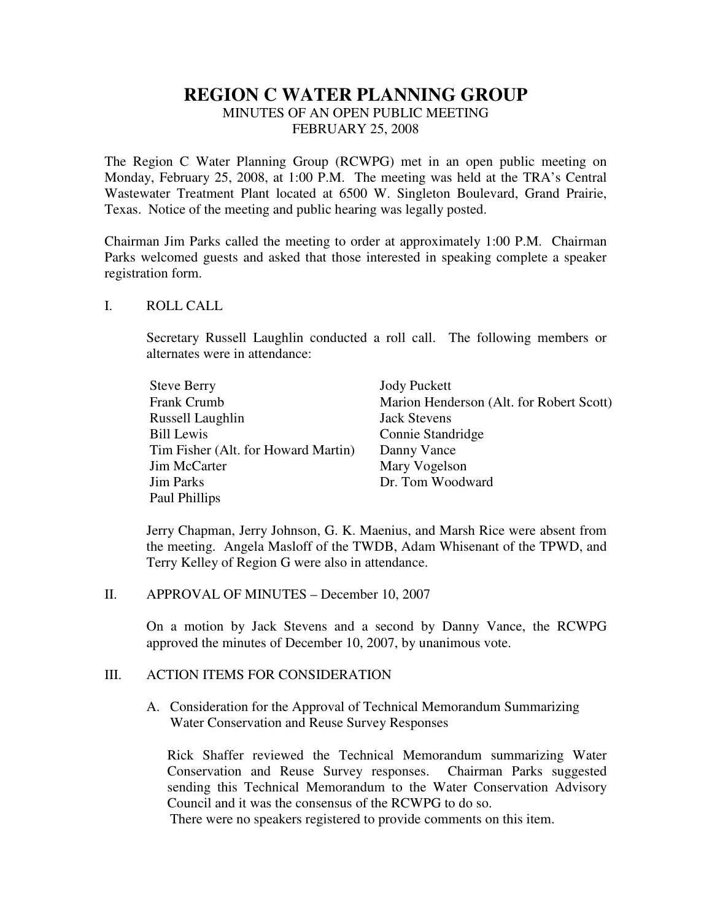# REGION C WATER PLANNING GROUP

MINUTES OF AN OPEN PUBLIC MEETING
FEBRUARY 25, 2008

The Region C Water Planning Group (RCWPG) met in an open public meeting on Monday, February 25, 2008, at 1:00 P.M. The meeting was held at the TRA's Central Wastewater Treatment Plant located at 6500 W. Singleton Boulevard, Grand Prairie, Texas. Notice of the meeting and public hearing was legally posted.

Chairman Jim Parks called the meeting to order at approximately 1:00 P.M. Chairman Parks welcomed guests and asked that those interested in speaking complete a speaker registration form.

## I. ROLL CALL

Secretary Russell Laughlin conducted a roll call. The following members or alternates were in attendance:

- Steve Berry
- Frank Crumb
- Russell Laughlin
- Bill Lewis
- Tim Fisher (Alt. for Howard Martin)
- Jim McCarter
- Jim Parks
- Paul Phillips
- Jody Puckett
- Marion Henderson (Alt. for Robert Scott)
- Jack Stevens
- Connie Standridge
- Danny Vance
- Mary Vogelson
- Dr. Tom Woodward

Jerry Chapman, Jerry Johnson, G. K. Maenius, and Marsh Rice were absent from the meeting. Angela Masloff of the TWDB, Adam Whisenant of the TPWD, and Terry Kelley of Region G were also in attendance.

## II. APPROVAL OF MINUTES – December 10, 2007

On a motion by Jack Stevens and a second by Danny Vance, the RCWPG approved the minutes of December 10, 2007, by unanimous vote.

## III. ACTION ITEMS FOR CONSIDERATION

### A. Consideration for the Approval of Technical Memorandum Summarizing Water Conservation and Reuse Survey Responses

Rick Shaffer reviewed the Technical Memorandum summarizing Water Conservation and Reuse Survey responses. Chairman Parks suggested sending this Technical Memorandum to the Water Conservation Advisory Council and it was the consensus of the RCWPG to do so.

There were no speakers registered to provide comments on this item.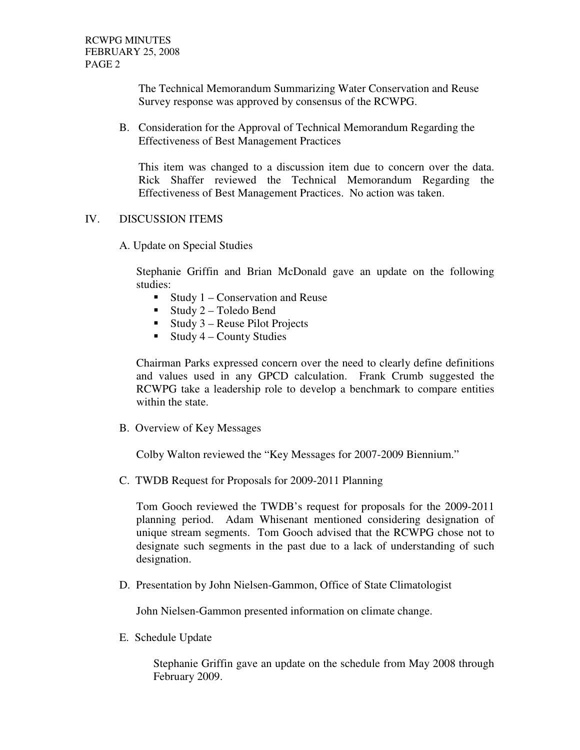The Technical Memorandum Summarizing Water Conservation and Reuse Survey response was approved by consensus of the RCWPG.

B. Consideration for the Approval of Technical Memorandum Regarding the Effectiveness of Best Management Practices

This item was changed to a discussion item due to concern over the data. Rick Shaffer reviewed the Technical Memorandum Regarding the Effectiveness of Best Management Practices. No action was taken.

## IV. DISCUSSION ITEMS

A. Update on Special Studies

Stephanie Griffin and Brian McDonald gave an update on the following studies:

- Study 1 – Conservation and Reuse
- Study 2 – Toledo Bend
- Study 3 – Reuse Pilot Projects
- Study 4 – County Studies

Chairman Parks expressed concern over the need to clearly define definitions and values used in any GPCD calculation. Frank Crumb suggested the RCWPG take a leadership role to develop a benchmark to compare entities within the state.

B. Overview of Key Messages

Colby Walton reviewed the "Key Messages for 2007-2009 Biennium."

C. TWDB Request for Proposals for 2009-2011 Planning

Tom Gooch reviewed the TWDB's request for proposals for the 2009-2011 planning period. Adam Whisenant mentioned considering designation of unique stream segments. Tom Gooch advised that the RCWPG chose not to designate such segments in the past due to a lack of understanding of such designation.

D. Presentation by John Nielsen-Gammon, Office of State Climatologist

John Nielsen-Gammon presented information on climate change.

E. Schedule Update

Stephanie Griffin gave an update on the schedule from May 2008 through February 2009.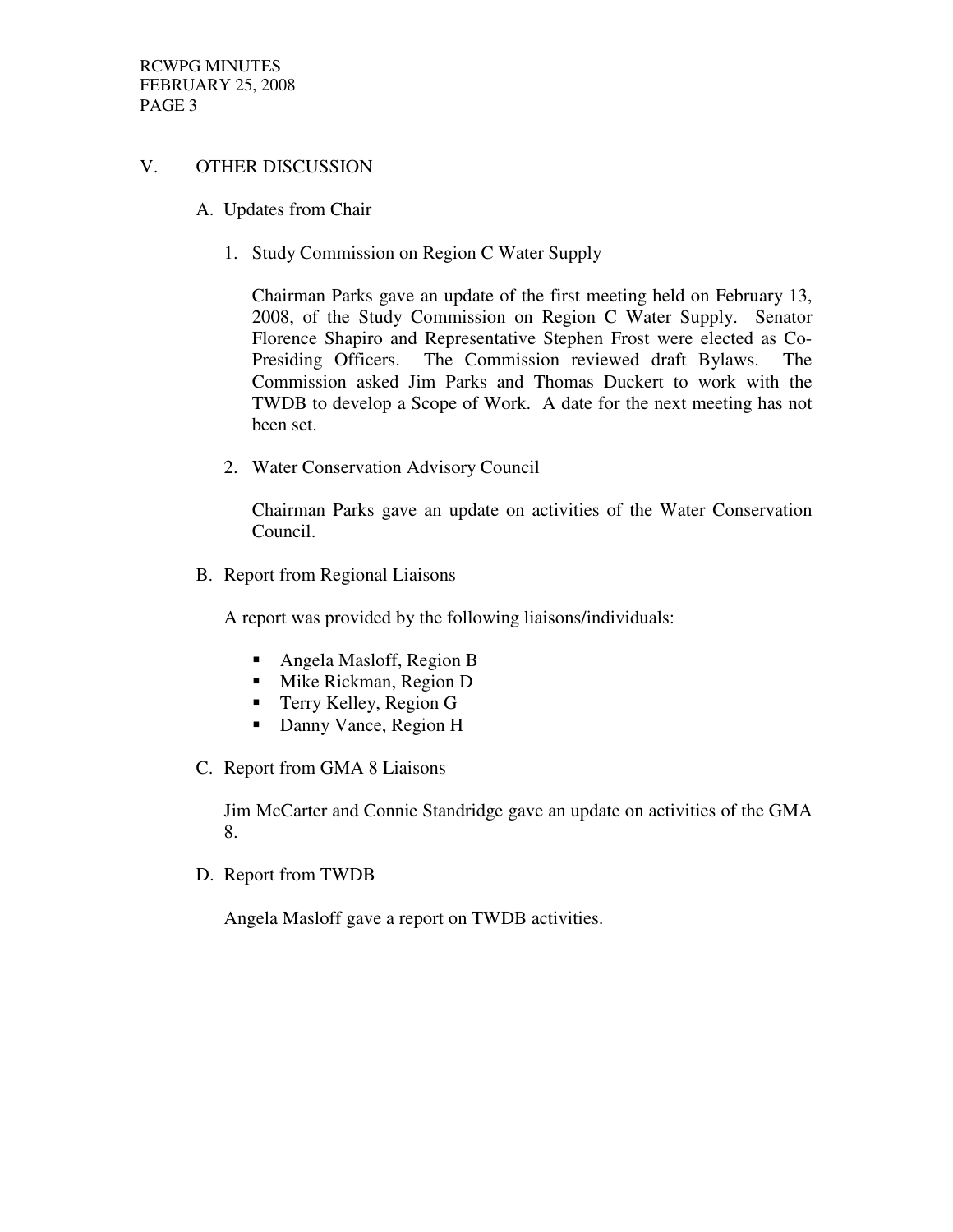## V. OTHER DISCUSSION

### A. Updates from Chair

1. Study Commission on Region C Water Supply

   Chairman Parks gave an update of the first meeting held on February 13, 2008, of the Study Commission on Region C Water Supply. Senator Florence Shapiro and Representative Stephen Frost were elected as Co-Presiding Officers. The Commission reviewed draft Bylaws. The Commission asked Jim Parks and Thomas Duckert to work with the TWDB to develop a Scope of Work. A date for the next meeting has not been set.

2. Water Conservation Advisory Council

   Chairman Parks gave an update on activities of the Water Conservation Council.

### B. Report from Regional Liaisons

A report was provided by the following liaisons/individuals:

- Angela Masloff, Region B
- Mike Rickman, Region D
- Terry Kelley, Region G
- Danny Vance, Region H

### C. Report from GMA 8 Liaisons

Jim McCarter and Connie Standridge gave an update on activities of the GMA 8.

### D. Report from TWDB

Angela Masloff gave a report on TWDB activities.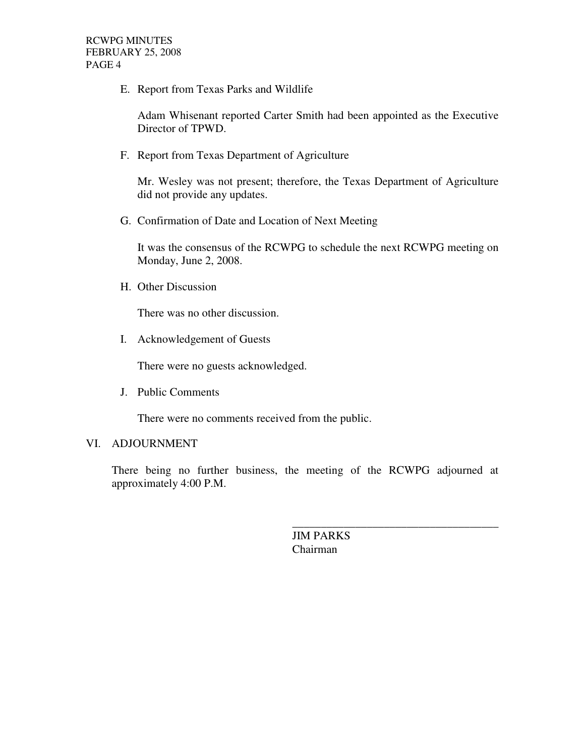E. Report from Texas Parks and Wildlife

   Adam Whisenant reported Carter Smith had been appointed as the Executive Director of TPWD.

F. Report from Texas Department of Agriculture

   Mr. Wesley was not present; therefore, the Texas Department of Agriculture did not provide any updates.

G. Confirmation of Date and Location of Next Meeting

   It was the consensus of the RCWPG to schedule the next RCWPG meeting on Monday, June 2, 2008.

H. Other Discussion

   There was no other discussion.

I. Acknowledgement of Guests

   There were no guests acknowledged.

J. Public Comments

   There were no comments received from the public.

## VI. ADJOURNMENT

There being no further business, the meeting of the RCWPG adjourned at approximately 4:00 P.M.

\_\_\_\_\_\_\_\_\_\_\_\_\_\_\_\_\_\_\_\_\_\_\_\_\_\_\_\_\_\_\_\_\_\_\_\_

JIM PARKS
Chairman